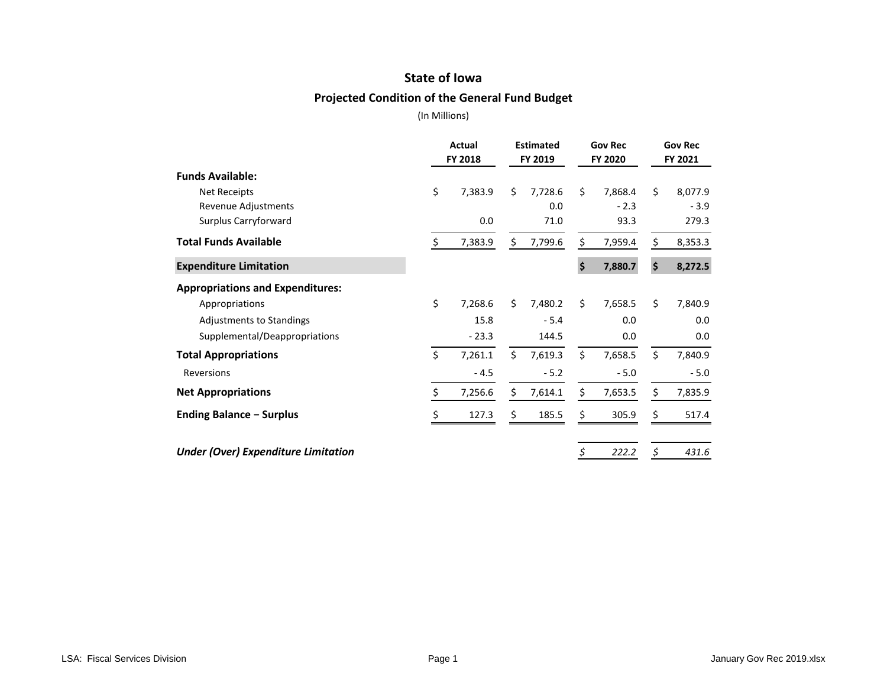# State of Iowa

## Projected Condition of the General Fund Budget

(In Millions)

| | Actual FY 2018 | Estimated FY 2019 | Gov Rec FY 2020 | Gov Rec FY 2021 |
|---|---|---|---|---|
| **Funds Available:** | | | | |
| Net Receipts | $ 7,383.9 | $ 7,728.6 | $ 7,868.4 | $ 8,077.9 |
| Revenue Adjustments | | 0.0 | - 2.3 | - 3.9 |
| Surplus Carryforward | 0.0 | 71.0 | 93.3 | 279.3 |
| **Total Funds Available** | $ 7,383.9 | $ 7,799.6 | $ 7,959.4 | $ 8,353.3 |
| **Expenditure Limitation** | | | **$ 7,880.7** | **$ 8,272.5** |
| **Appropriations and Expenditures:** | | | | |
| Appropriations | $ 7,268.6 | $ 7,480.2 | $ 7,658.5 | $ 7,840.9 |
| Adjustments to Standings | 15.8 | - 5.4 | 0.0 | 0.0 |
| Supplemental/Deappropriations | - 23.3 | 144.5 | 0.0 | 0.0 |
| **Total Appropriations** | $ 7,261.1 | $ 7,619.3 | $ 7,658.5 | $ 7,840.9 |
| Reversions | - 4.5 | - 5.2 | - 5.0 | - 5.0 |
| **Net Appropriations** | $ 7,256.6 | $ 7,614.1 | $ 7,653.5 | $ 7,835.9 |
| **Ending Balance – Surplus** | $ 127.3 | $ 185.5 | $ 305.9 | $ 517.4 |
| ***Under (Over) Expenditure Limitation*** | | | *$ 222.2* | *$ 431.6* |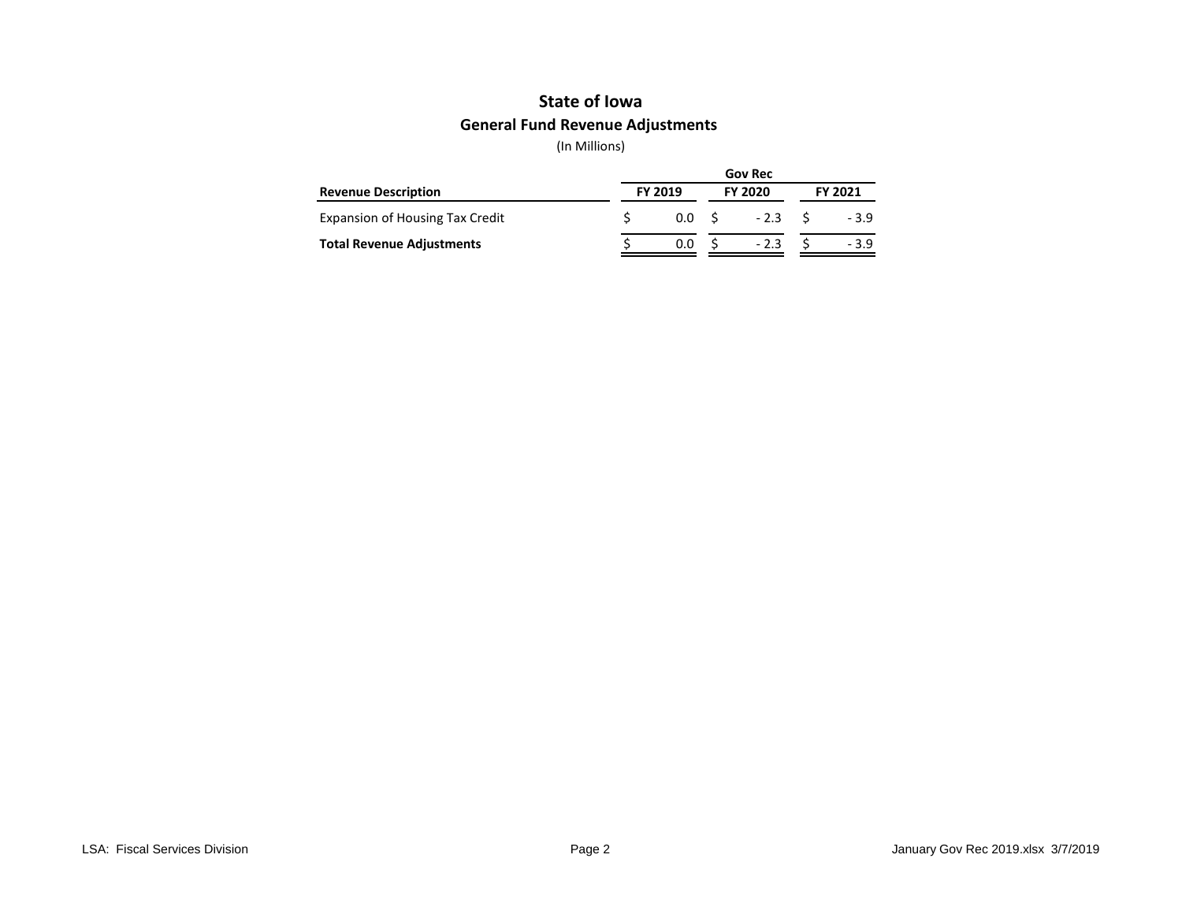# State of Iowa

## General Fund Revenue Adjustments

(In Millions)

| Revenue Description | FY 2019 | Gov Rec FY 2020 | FY 2021 |
|---|---|---|---|
| Expansion of Housing Tax Credit | $ 0.0 | $ - 2.3 | $ - 3.9 |
| **Total Revenue Adjustments** | $ 0.0 | $ - 2.3 | $ - 3.9 |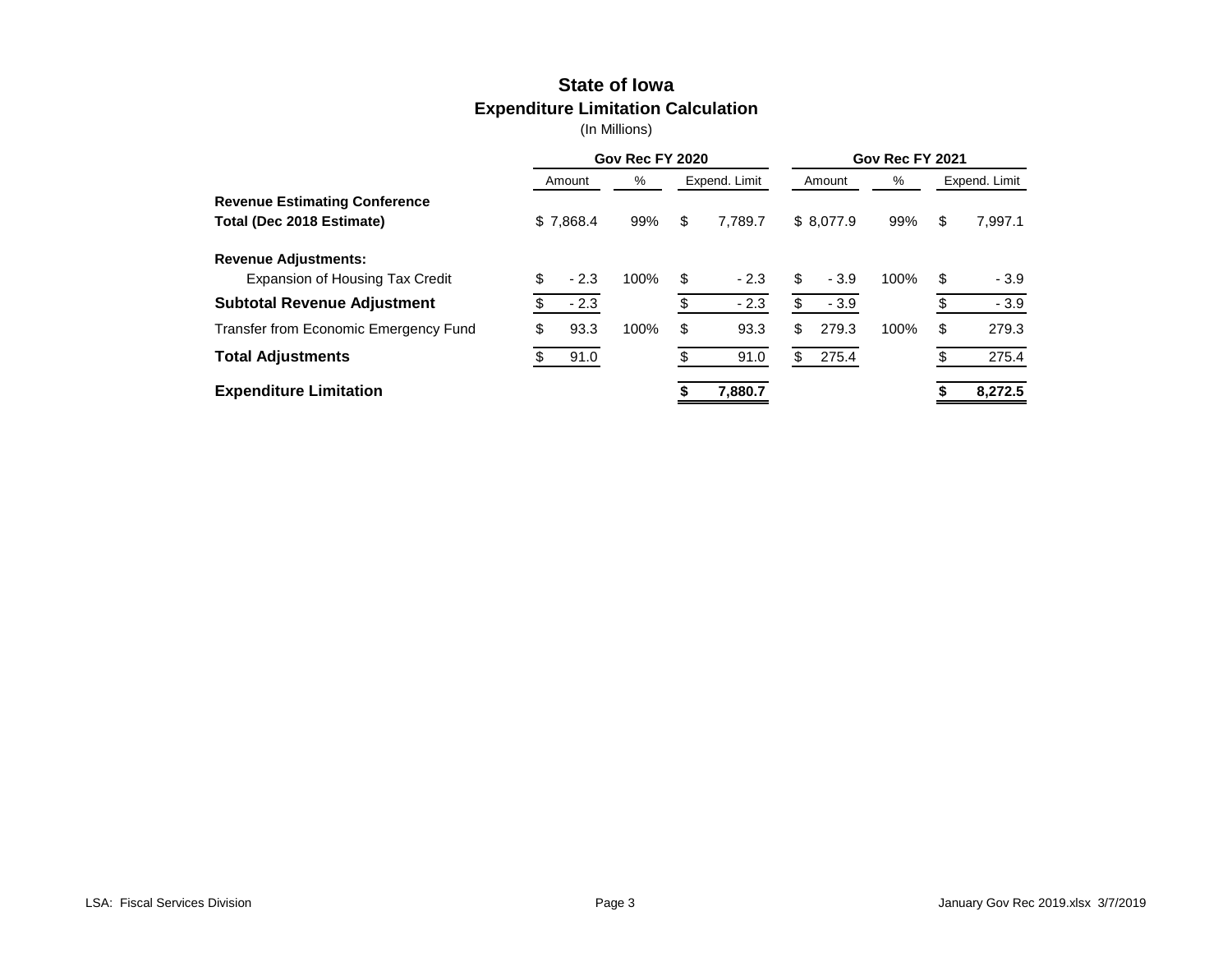# State of Iowa
## Expenditure Limitation Calculation
(In Millions)

| | Gov Rec FY 2020 | | | Gov Rec FY 2021 | | |
|---|---|---|---|---|---|---|
| | Amount | % | Expend. Limit | Amount | % | Expend. Limit |
| **Revenue Estimating Conference Total (Dec 2018 Estimate)** | $ 7,868.4 | 99% | $ 7,789.7 | $ 8,077.9 | 99% | $ 7,997.1 |
| **Revenue Adjustments:** | | | | | | |
| Expansion of Housing Tax Credit | $ - 2.3 | 100% | $ - 2.3 | $ - 3.9 | 100% | $ - 3.9 |
| **Subtotal Revenue Adjustment** | $ - 2.3 | | $ - 2.3 | $ - 3.9 | | $ - 3.9 |
| Transfer from Economic Emergency Fund | $ 93.3 | 100% | $ 93.3 | $ 279.3 | 100% | $ 279.3 |
| **Total Adjustments** | $ 91.0 | | $ 91.0 | $ 275.4 | | $ 275.4 |
| **Expenditure Limitation** | | | **$ 7,880.7** | | | **$ 8,272.5** |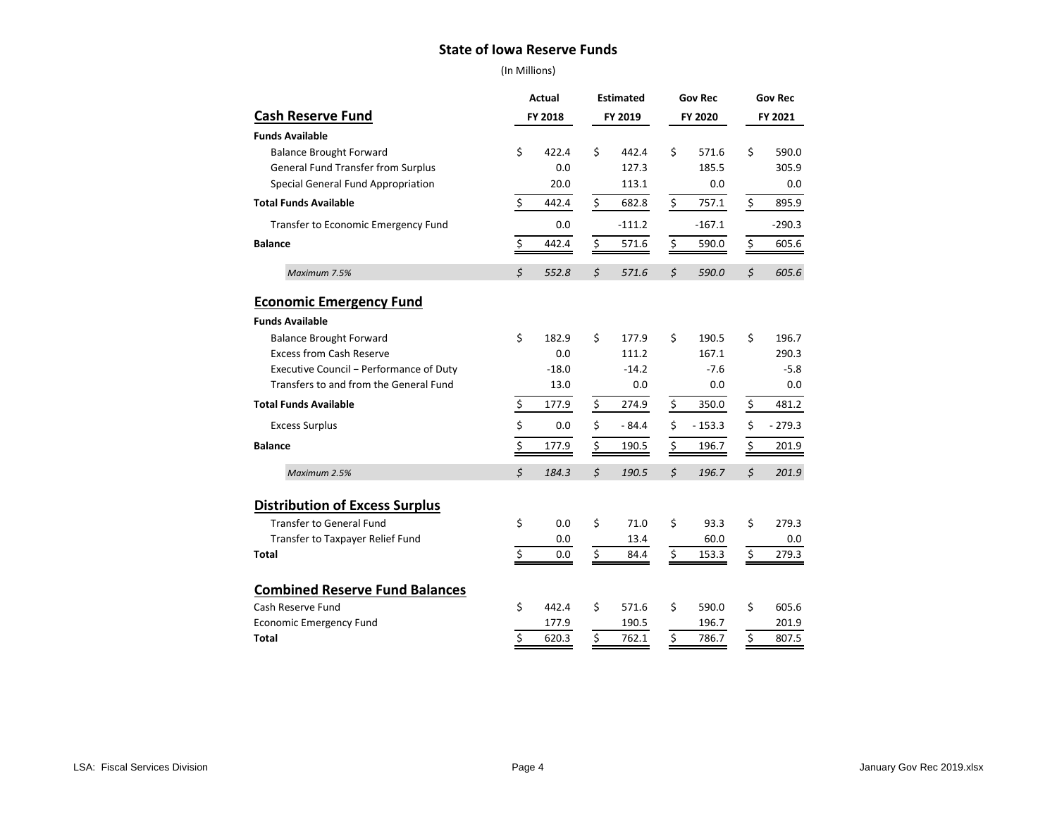# State of Iowa Reserve Funds

(In Millions)

| Cash Reserve Fund | Actual FY 2018 | Estimated FY 2019 | Gov Rec FY 2020 | Gov Rec FY 2021 |
|---|---|---|---|---|
| **Funds Available** | | | | |
| Balance Brought Forward | $ 422.4 | $ 442.4 | $ 571.6 | $ 590.0 |
| General Fund Transfer from Surplus | 0.0 | 127.3 | 185.5 | 305.9 |
| Special General Fund Appropriation | 20.0 | 113.1 | 0.0 | 0.0 |
| **Total Funds Available** | $ 442.4 | $ 682.8 | $ 757.1 | $ 895.9 |
| Transfer to Economic Emergency Fund | 0.0 | -111.2 | -167.1 | -290.3 |
| **Balance** | $ 442.4 | $ 571.6 | $ 590.0 | $ 605.6 |
| *Maximum 7.5%* | *$ 552.8* | *$ 571.6* | *$ 590.0* | *$ 605.6* |

| Economic Emergency Fund | Actual FY 2018 | Estimated FY 2019 | Gov Rec FY 2020 | Gov Rec FY 2021 |
|---|---|---|---|---|
| **Funds Available** | | | | |
| Balance Brought Forward | $ 182.9 | $ 177.9 | $ 190.5 | $ 196.7 |
| Excess from Cash Reserve | 0.0 | 111.2 | 167.1 | 290.3 |
| Executive Council – Performance of Duty | -18.0 | -14.2 | -7.6 | -5.8 |
| Transfers to and from the General Fund | 13.0 | 0.0 | 0.0 | 0.0 |
| **Total Funds Available** | $ 177.9 | $ 274.9 | $ 350.0 | $ 481.2 |
| Excess Surplus | $ 0.0 | $ - 84.4 | $ - 153.3 | $ - 279.3 |
| **Balance** | $ 177.9 | $ 190.5 | $ 196.7 | $ 201.9 |
| *Maximum 2.5%* | *$ 184.3* | *$ 190.5* | *$ 196.7* | *$ 201.9* |

| Distribution of Excess Surplus | Actual FY 2018 | Estimated FY 2019 | Gov Rec FY 2020 | Gov Rec FY 2021 |
|---|---|---|---|---|
| Transfer to General Fund | $ 0.0 | $ 71.0 | $ 93.3 | $ 279.3 |
| Transfer to Taxpayer Relief Fund | 0.0 | 13.4 | 60.0 | 0.0 |
| **Total** | $ 0.0 | $ 84.4 | $ 153.3 | $ 279.3 |

| Combined Reserve Fund Balances | Actual FY 2018 | Estimated FY 2019 | Gov Rec FY 2020 | Gov Rec FY 2021 |
|---|---|---|---|---|
| Cash Reserve Fund | $ 442.4 | $ 571.6 | $ 590.0 | $ 605.6 |
| Economic Emergency Fund | 177.9 | 190.5 | 196.7 | 201.9 |
| **Total** | $ 620.3 | $ 762.1 | $ 786.7 | $ 807.5 |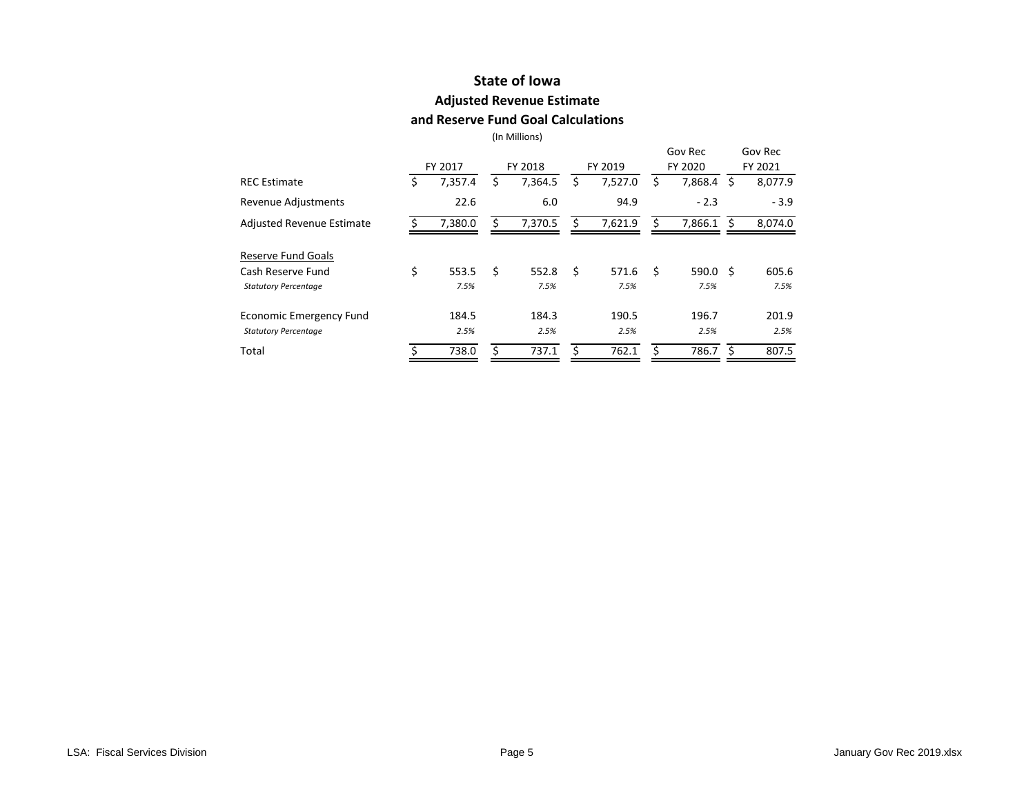# State of Iowa

## Adjusted Revenue Estimate

## and Reserve Fund Goal Calculations

(In Millions)

| | FY 2017 | FY 2018 | FY 2019 | Gov Rec FY 2020 | Gov Rec FY 2021 |
|---|---|---|---|---|---|
| REC Estimate | $ 7,357.4 | $ 7,364.5 | $ 7,527.0 | $ 7,868.4 | $ 8,077.9 |
| Revenue Adjustments | 22.6 | 6.0 | 94.9 | - 2.3 | - 3.9 |
| Adjusted Revenue Estimate | $ 7,380.0 | $ 7,370.5 | $ 7,621.9 | $ 7,866.1 | $ 8,074.0 |
| Reserve Fund Goals | | | | | |
| Cash Reserve Fund | $ 553.5 | $ 552.8 | $ 571.6 | $ 590.0 | $ 605.6 |
| *Statutory Percentage* | *7.5%* | *7.5%* | *7.5%* | *7.5%* | *7.5%* |
| Economic Emergency Fund | 184.5 | 184.3 | 190.5 | 196.7 | 201.9 |
| *Statutory Percentage* | *2.5%* | *2.5%* | *2.5%* | *2.5%* | *2.5%* |
| Total | $ 738.0 | $ 737.1 | $ 762.1 | $ 786.7 | $ 807.5 |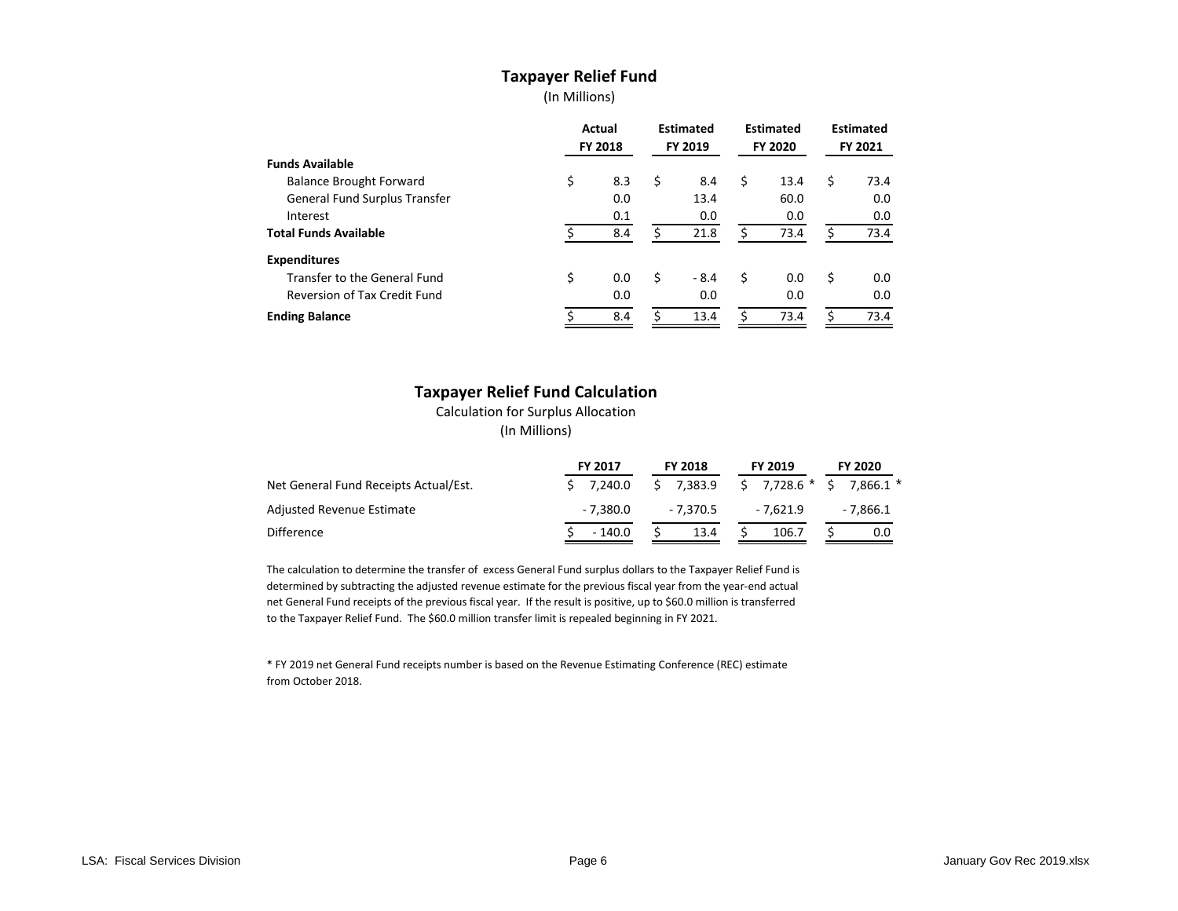## Taxpayer Relief Fund

(In Millions)

| | Actual FY 2018 | Estimated FY 2019 | Estimated FY 2020 | Estimated FY 2021 |
|---|---|---|---|---|
| **Funds Available** | | | | |
| Balance Brought Forward | $ 8.3 | $ 8.4 | $ 13.4 | $ 73.4 |
| General Fund Surplus Transfer | 0.0 | 13.4 | 60.0 | 0.0 |
| Interest | 0.1 | 0.0 | 0.0 | 0.0 |
| **Total Funds Available** | $ 8.4 | $ 21.8 | $ 73.4 | $ 73.4 |
| **Expenditures** | | | | |
| Transfer to the General Fund | $ 0.0 | $ - 8.4 | $ 0.0 | $ 0.0 |
| Reversion of Tax Credit Fund | 0.0 | 0.0 | 0.0 | 0.0 |
| **Ending Balance** | $ 8.4 | $ 13.4 | $ 73.4 | $ 73.4 |

## Taxpayer Relief Fund Calculation

Calculation for Surplus Allocation

(In Millions)

| | FY 2017 | FY 2018 | FY 2019 | FY 2020 |
|---|---|---|---|---|
| Net General Fund Receipts Actual/Est. | $ 7,240.0 | $ 7,383.9 | $ 7,728.6 * | $ 7,866.1 * |
| Adjusted Revenue Estimate | - 7,380.0 | - 7,370.5 | - 7,621.9 | - 7,866.1 |
| Difference | $ - 140.0 | $ 13.4 | $ 106.7 | $ 0.0 |

The calculation to determine the transfer of excess General Fund surplus dollars to the Taxpayer Relief Fund is determined by subtracting the adjusted revenue estimate for the previous fiscal year from the year-end actual net General Fund receipts of the previous fiscal year. If the result is positive, up to $60.0 million is transferred to the Taxpayer Relief Fund. The $60.0 million transfer limit is repealed beginning in FY 2021.

* FY 2019 net General Fund receipts number is based on the Revenue Estimating Conference (REC) estimate from October 2018.